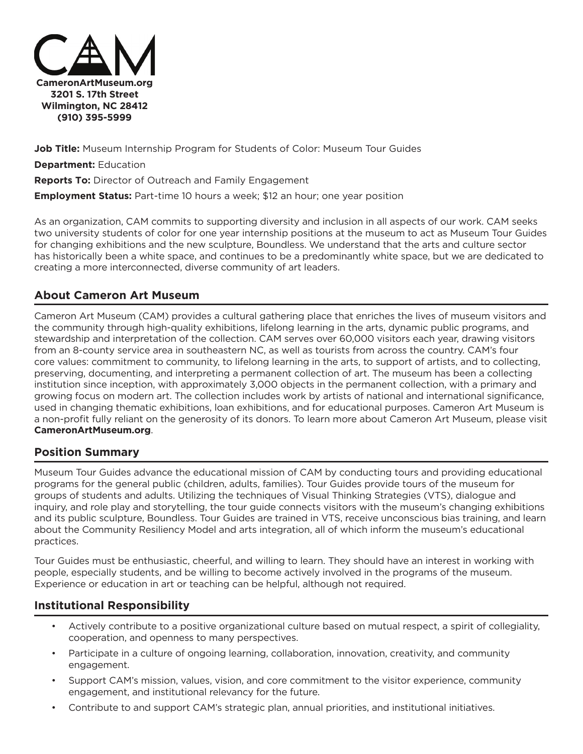**CAM**

**CameronArtMuseum.org**
**3201 S. 17th Street**
**Wilmington, NC 28412**
**(910) 395-5999**

**Job Title:** Museum Internship Program for Students of Color: Museum Tour Guides

**Department:** Education

**Reports To:** Director of Outreach and Family Engagement

**Employment Status:** Part-time 10 hours a week; $12 an hour; one year position

As an organization, CAM commits to supporting diversity and inclusion in all aspects of our work. CAM seeks two university students of color for one year internship positions at the museum to act as Museum Tour Guides for changing exhibitions and the new sculpture, Boundless. We understand that the arts and culture sector has historically been a white space, and continues to be a predominantly white space, but we are dedicated to creating a more interconnected, diverse community of art leaders.

## About Cameron Art Museum

Cameron Art Museum (CAM) provides a cultural gathering place that enriches the lives of museum visitors and the community through high-quality exhibitions, lifelong learning in the arts, dynamic public programs, and stewardship and interpretation of the collection. CAM serves over 60,000 visitors each year, drawing visitors from an 8-county service area in southeastern NC, as well as tourists from across the country. CAM's four core values: commitment to community, to lifelong learning in the arts, to support of artists, and to collecting, preserving, documenting, and interpreting a permanent collection of art. The museum has been a collecting institution since inception, with approximately 3,000 objects in the permanent collection, with a primary and growing focus on modern art. The collection includes work by artists of national and international significance, used in changing thematic exhibitions, loan exhibitions, and for educational purposes. Cameron Art Museum is a non-profit fully reliant on the generosity of its donors. To learn more about Cameron Art Museum, please visit **CameronArtMuseum.org**.

## Position Summary

Museum Tour Guides advance the educational mission of CAM by conducting tours and providing educational programs for the general public (children, adults, families). Tour Guides provide tours of the museum for groups of students and adults. Utilizing the techniques of Visual Thinking Strategies (VTS), dialogue and inquiry, and role play and storytelling, the tour guide connects visitors with the museum's changing exhibitions and its public sculpture, Boundless. Tour Guides are trained in VTS, receive unconscious bias training, and learn about the Community Resiliency Model and arts integration, all of which inform the museum's educational practices.

Tour Guides must be enthusiastic, cheerful, and willing to learn. They should have an interest in working with people, especially students, and be willing to become actively involved in the programs of the museum. Experience or education in art or teaching can be helpful, although not required.

## Institutional Responsibility

- Actively contribute to a positive organizational culture based on mutual respect, a spirit of collegiality, cooperation, and openness to many perspectives.
- Participate in a culture of ongoing learning, collaboration, innovation, creativity, and community engagement.
- Support CAM's mission, values, vision, and core commitment to the visitor experience, community engagement, and institutional relevancy for the future.
- Contribute to and support CAM's strategic plan, annual priorities, and institutional initiatives.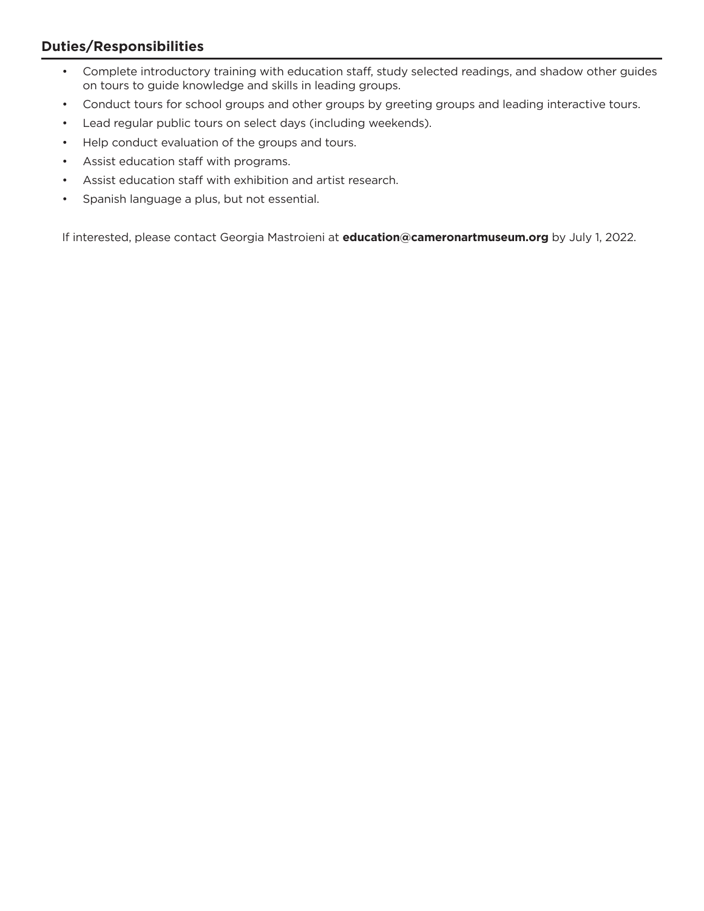## Duties/Responsibilities

- Complete introductory training with education staff, study selected readings, and shadow other guides on tours to guide knowledge and skills in leading groups.
- Conduct tours for school groups and other groups by greeting groups and leading interactive tours.
- Lead regular public tours on select days (including weekends).
- Help conduct evaluation of the groups and tours.
- Assist education staff with programs.
- Assist education staff with exhibition and artist research.
- Spanish language a plus, but not essential.

If interested, please contact Georgia Mastroieni at **education@cameronartmuseum.org** by July 1, 2022.